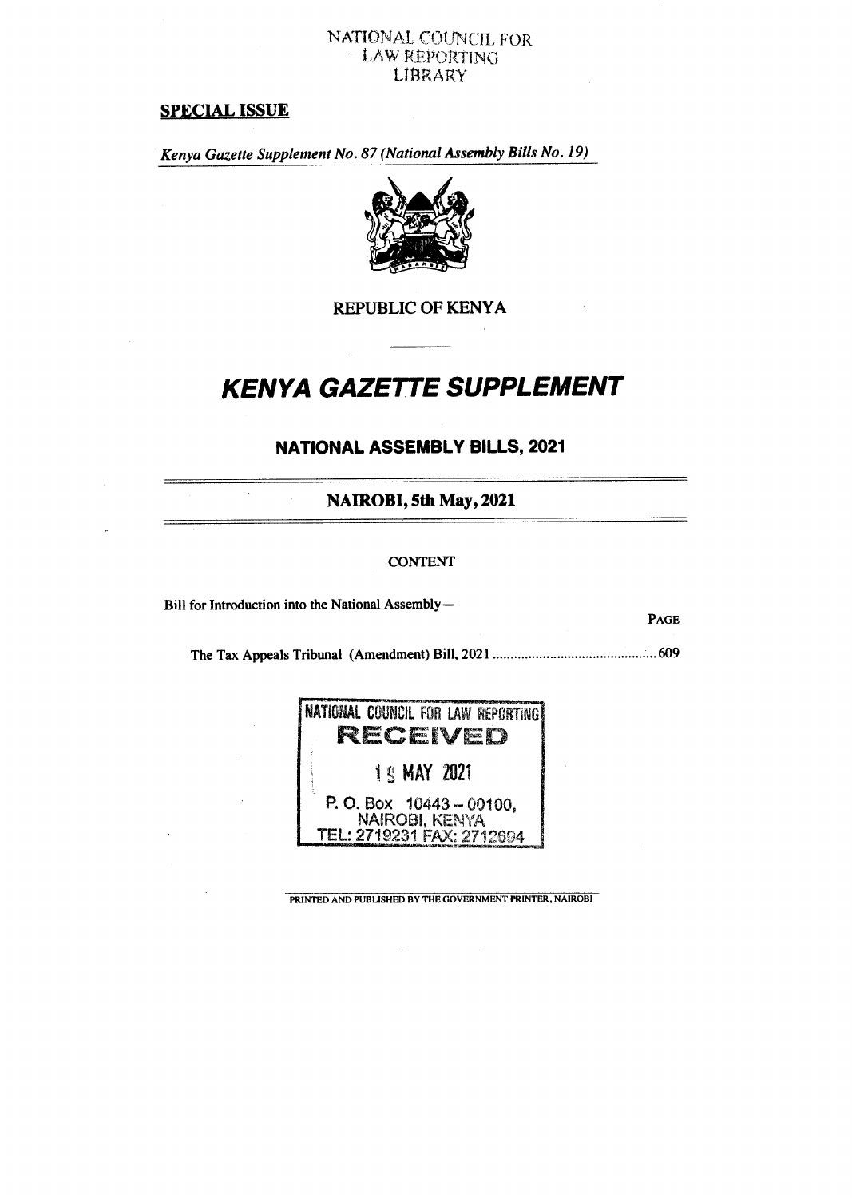NATIONAL COUNCIL FOR LAW REPORTING LIBRARY

**SPECIAL ISSUE**

*Kenya Gazette Supplement No. 87 (National Assembly Bills No. 19)*

REPUBLIC OF KENYA

# KENYA GAZETTE SUPPLEMENT

## NATIONAL ASSEMBLY BILLS, 2021

**NAIROBI, 5th May, 2021**

CONTENT

Bill for Introduction into the National Assembly—

| | PAGE |
|---|---|
| The Tax Appeals Tribunal (Amendment) Bill, 2021 | 609 |

NATIONAL COUNCIL FOR LAW REPORTING
RECEIVED
19 MAY 2021
P. O. Box 10443 – 00100,
NAIROBI, KENYA
TEL: 2719231 FAX: 2712694

PRINTED AND PUBLISHED BY THE GOVERNMENT PRINTER, NAIROBI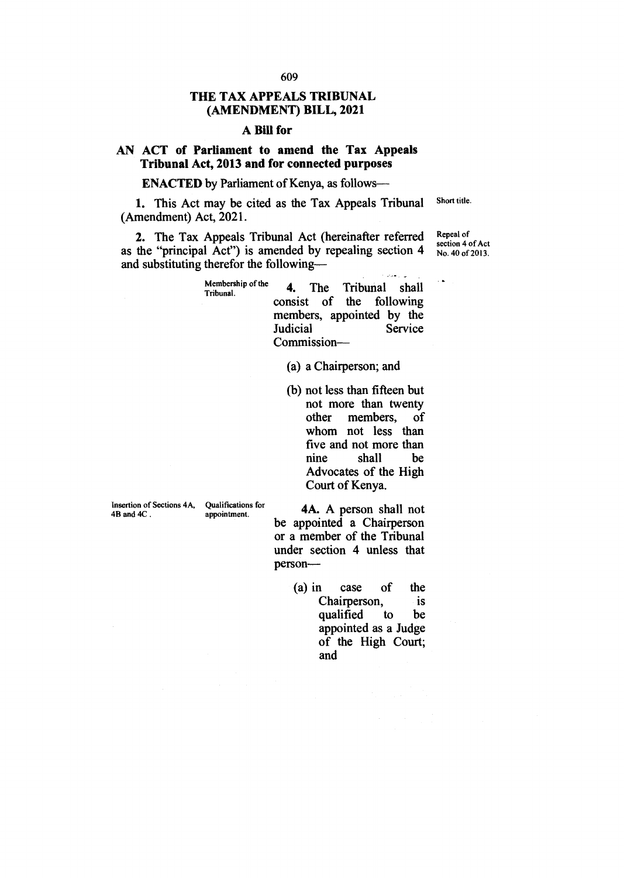# THE TAX APPEALS TRIBUNAL (AMENDMENT) BILL, 2021

## A Bill for

## AN ACT of Parliament to amend the Tax Appeals Tribunal Act, 2013 and for connected purposes

**ENACTED** by Parliament of Kenya, as follows—

Short title.

**1.** This Act may be cited as the Tax Appeals Tribunal (Amendment) Act, 2021.

Repeal of section 4 of Act No. 40 of 2013.

**2.** The Tax Appeals Tribunal Act (hereinafter referred as the "principal Act") is amended by repealing section 4 and substituting therefor the following—

Membership of the Tribunal.

> **4.** The Tribunal shall consist of the following members, appointed by the Judicial Service Commission—
>
> (a) a Chairperson; and
>
> (b) not less than fifteen but not more than twenty other members, of whom not less than five and not more than nine shall be Advocates of the High Court of Kenya.

Insertion of Sections 4A, 4B and 4C.

Qualifications for appointment.

> **4A.** A person shall not be appointed a Chairperson or a member of the Tribunal under section 4 unless that person—
>
> (a) in case of the Chairperson, is qualified to be appointed as a Judge of the High Court; and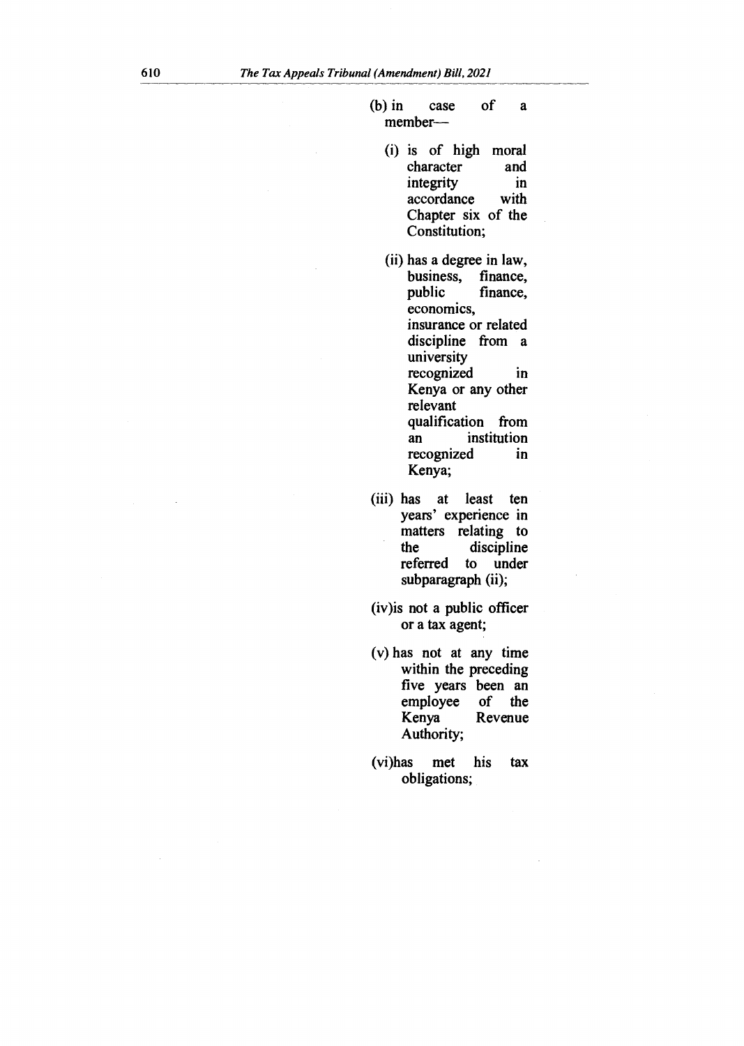(b) in case of a member—

(i) is of high moral character and integrity in accordance with Chapter six of the Constitution;

(ii) has a degree in law, business, finance, public finance, economics, insurance or related discipline from a university recognized in Kenya or any other relevant qualification from an institution recognized in Kenya;

(iii) has at least ten years' experience in matters relating to the discipline referred to under subparagraph (ii);

(iv)is not a public officer or a tax agent;

(v) has not at any time within the preceding five years been an employee of the Kenya Revenue Authority;

(vi)has met his tax obligations;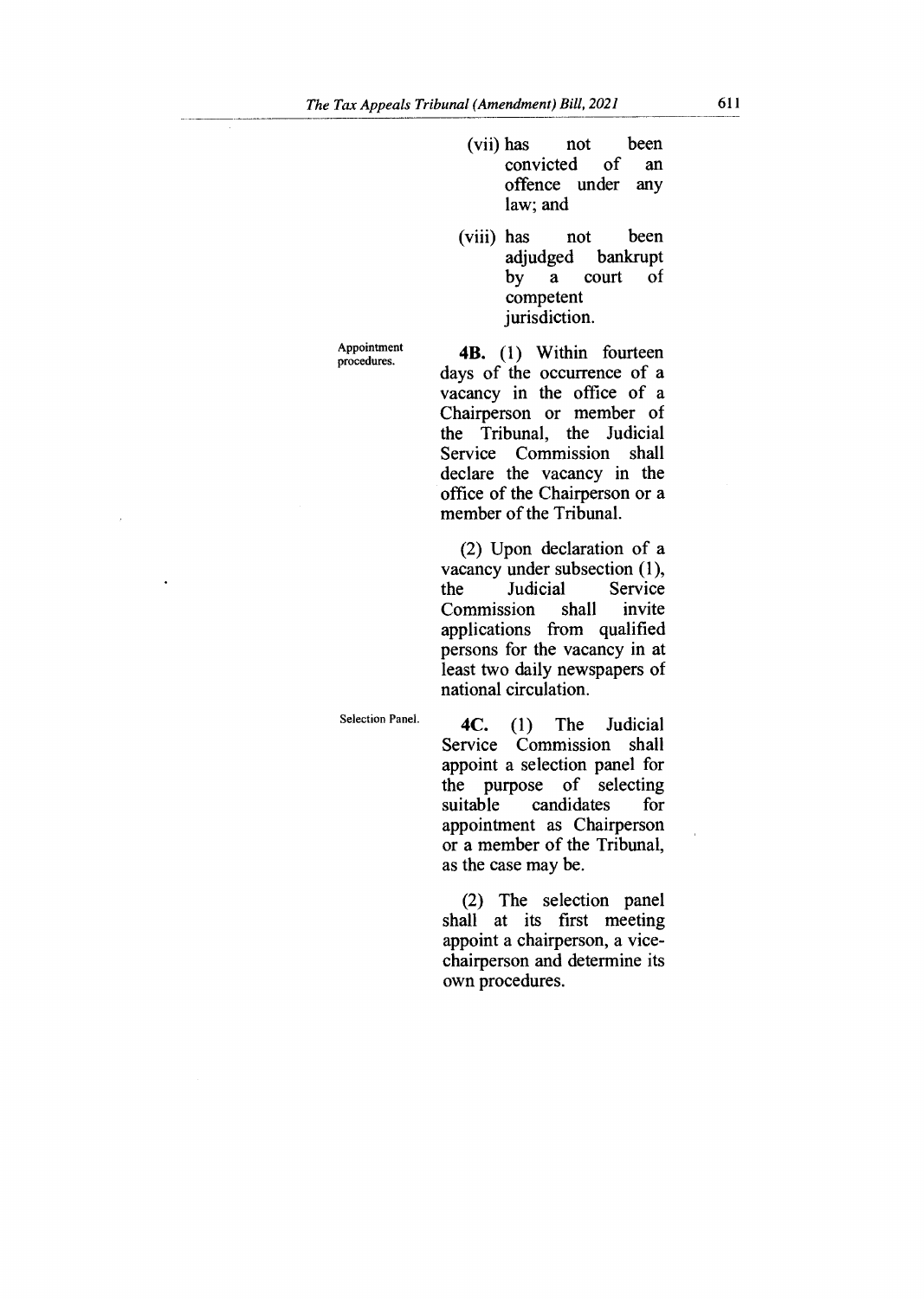(vii) has not been convicted of an offence under any law; and

(viii) has not been adjudged bankrupt by a court of competent jurisdiction.

Appointment procedures.

**4B.** (1) Within fourteen days of the occurrence of a vacancy in the office of a Chairperson or member of the Tribunal, the Judicial Service Commission shall declare the vacancy in the office of the Chairperson or a member of the Tribunal.

(2) Upon declaration of a vacancy under subsection (1), the Judicial Service Commission shall invite applications from qualified persons for the vacancy in at least two daily newspapers of national circulation.

Selection Panel.

**4C.** (1) The Judicial Service Commission shall appoint a selection panel for the purpose of selecting suitable candidates for appointment as Chairperson or a member of the Tribunal, as the case may be.

(2) The selection panel shall at its first meeting appoint a chairperson, a vice-chairperson and determine its own procedures.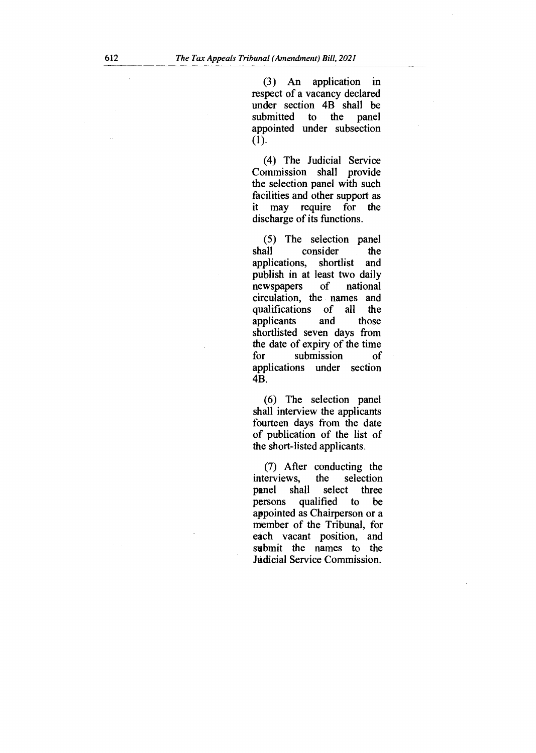(3) An application in respect of a vacancy declared under section 4B shall be submitted to the panel appointed under subsection (1).

(4) The Judicial Service Commission shall provide the selection panel with such facilities and other support as it may require for the discharge of its functions.

(5) The selection panel shall consider the applications, shortlist and publish in at least two daily newspapers of national circulation, the names and qualifications of all the applicants and those shortlisted seven days from the date of expiry of the time for submission of applications under section 4B.

(6) The selection panel shall interview the applicants fourteen days from the date of publication of the list of the short-listed applicants.

(7) After conducting the interviews, the selection panel shall select three persons qualified to be appointed as Chairperson or a member of the Tribunal, for each vacant position, and submit the names to the Judicial Service Commission.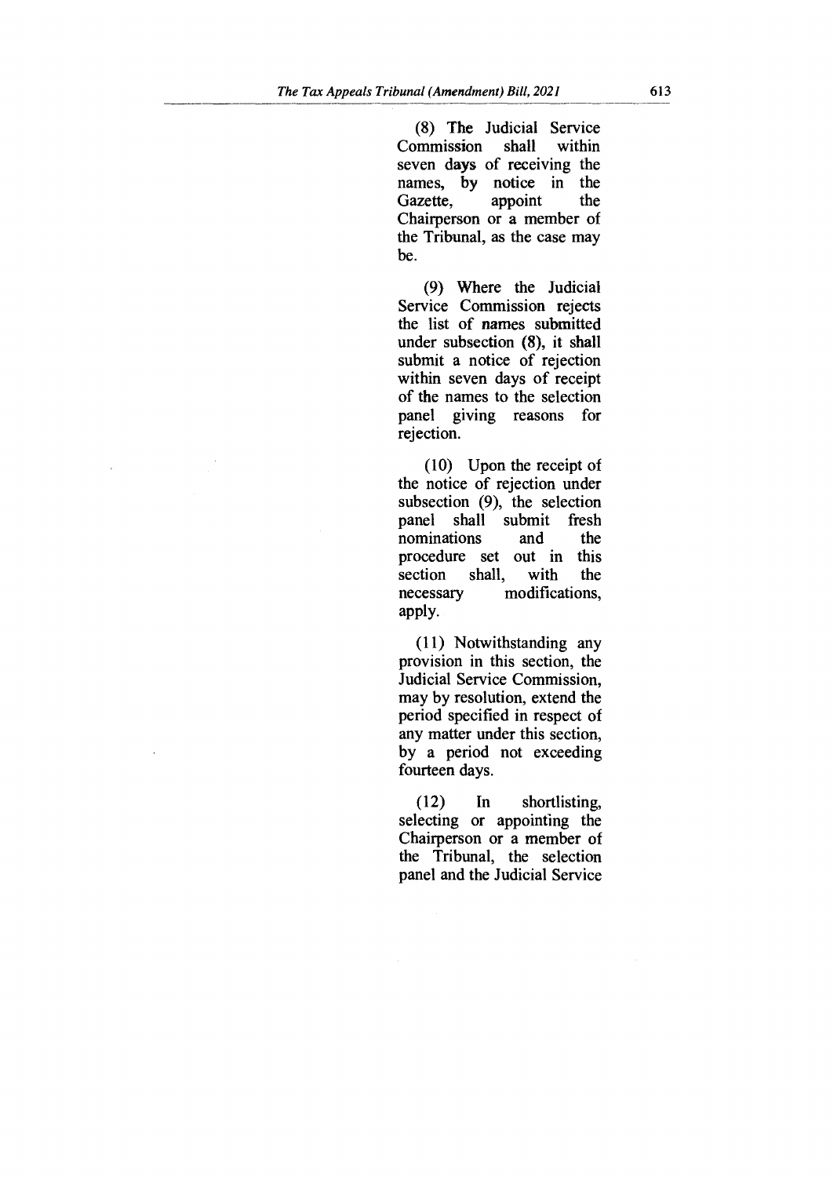(8) The Judicial Service Commission shall within seven days of receiving the names, by notice in the Gazette, appoint the Chairperson or a member of the Tribunal, as the case may be.

(9) Where the Judicial Service Commission rejects the list of names submitted under subsection (8), it shall submit a notice of rejection within seven days of receipt of the names to the selection panel giving reasons for rejection.

(10) Upon the receipt of the notice of rejection under subsection (9), the selection panel shall submit fresh nominations and the procedure set out in this section shall, with the necessary modifications, apply.

(11) Notwithstanding any provision in this section, the Judicial Service Commission, may by resolution, extend the period specified in respect of any matter under this section, by a period not exceeding fourteen days.

(12) In shortlisting, selecting or appointing the Chairperson or a member of the Tribunal, the selection panel and the Judicial Service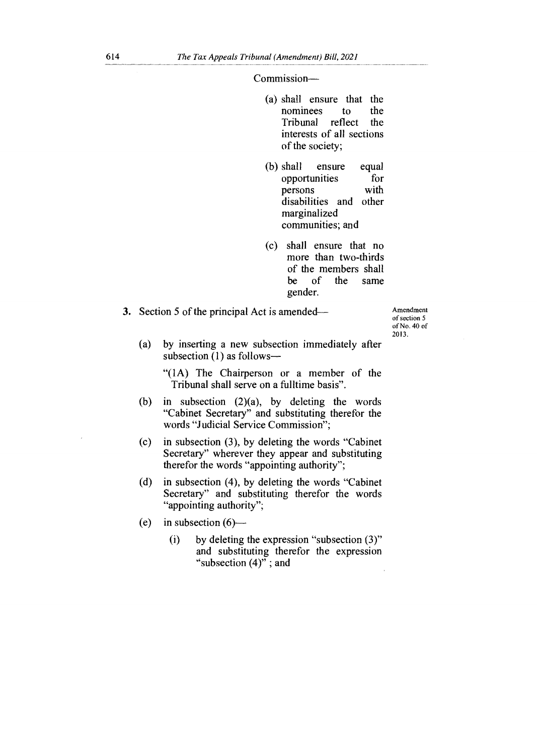Commission—

(a) shall ensure that the nominees to the Tribunal reflect the interests of all sections of the society;

(b) shall ensure equal opportunities for persons with disabilities and other marginalized communities; and

(c) shall ensure that no more than two-thirds of the members shall be of the same gender.

**3.** Section 5 of the principal Act is amended—

Amendment of section 5 of No. 40 of 2013.

(a) by inserting a new subsection immediately after subsection (1) as follows—

"(1A) The Chairperson or a member of the Tribunal shall serve on a fulltime basis".

(b) in subsection (2)(a), by deleting the words "Cabinet Secretary" and substituting therefor the words "Judicial Service Commission";

(c) in subsection (3), by deleting the words "Cabinet Secretary" wherever they appear and substituting therefor the words "appointing authority";

(d) in subsection (4), by deleting the words "Cabinet Secretary" and substituting therefor the words "appointing authority";

(e) in subsection (6)—

(i) by deleting the expression "subsection (3)" and substituting therefor the expression "subsection (4)" ; and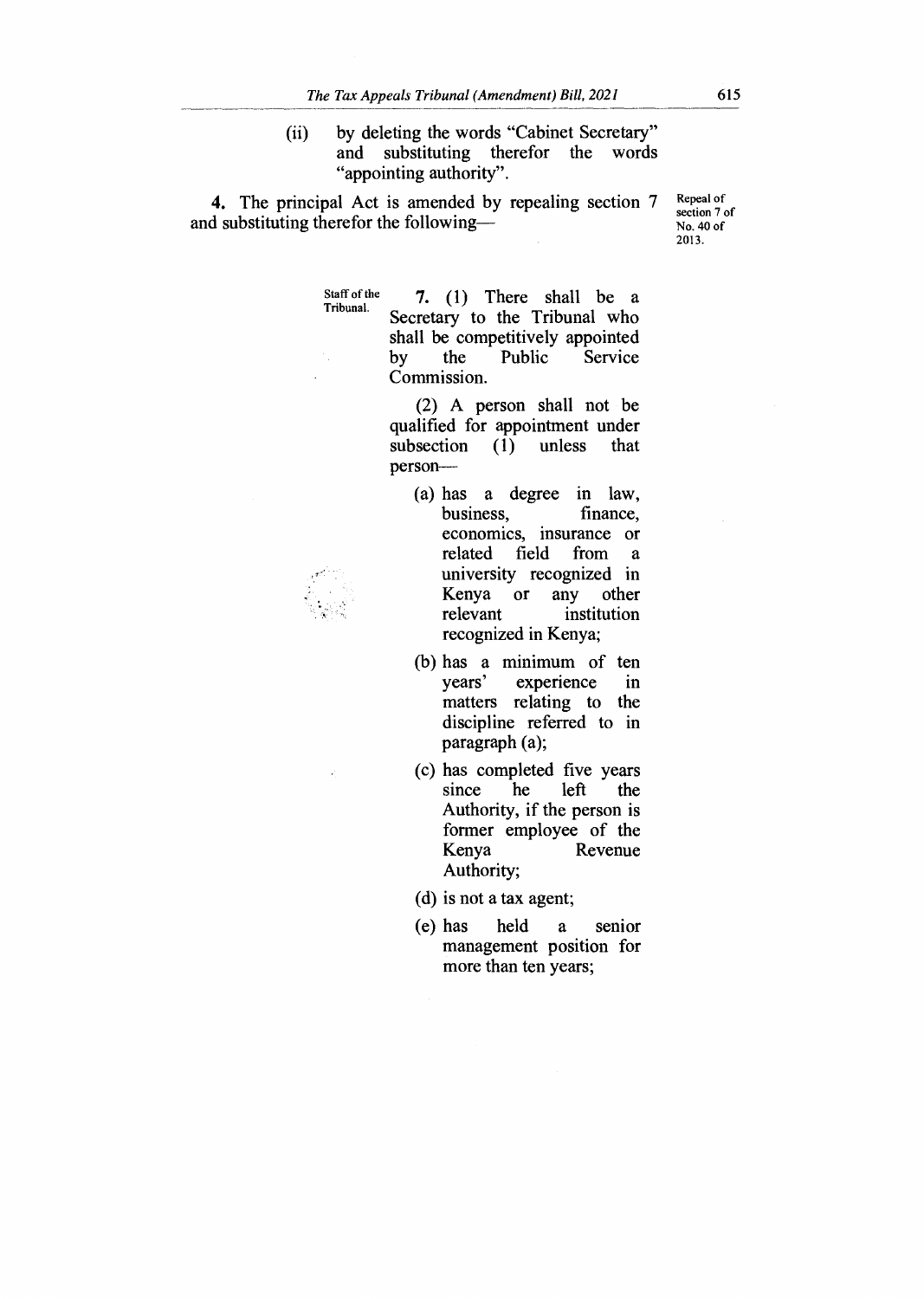(ii) by deleting the words "Cabinet Secretary" and substituting therefor the words "appointing authority".

**4.** The principal Act is amended by repealing section 7 and substituting therefor the following—

*Repeal of section 7 of No. 40 of 2013.*

*Staff of the Tribunal.*

**7.** (1) There shall be a Secretary to the Tribunal who shall be competitively appointed by the Public Service Commission.

(2) A person shall not be qualified for appointment under subsection (1) unless that person—

(a) has a degree in law, business, finance, economics, insurance or related field from a university recognized in Kenya or any other relevant institution recognized in Kenya;

(b) has a minimum of ten years' experience in matters relating to the discipline referred to in paragraph (a);

(c) has completed five years since he left the Authority, if the person is former employee of the Kenya Revenue Authority;

(d) is not a tax agent;

(e) has held a senior management position for more than ten years;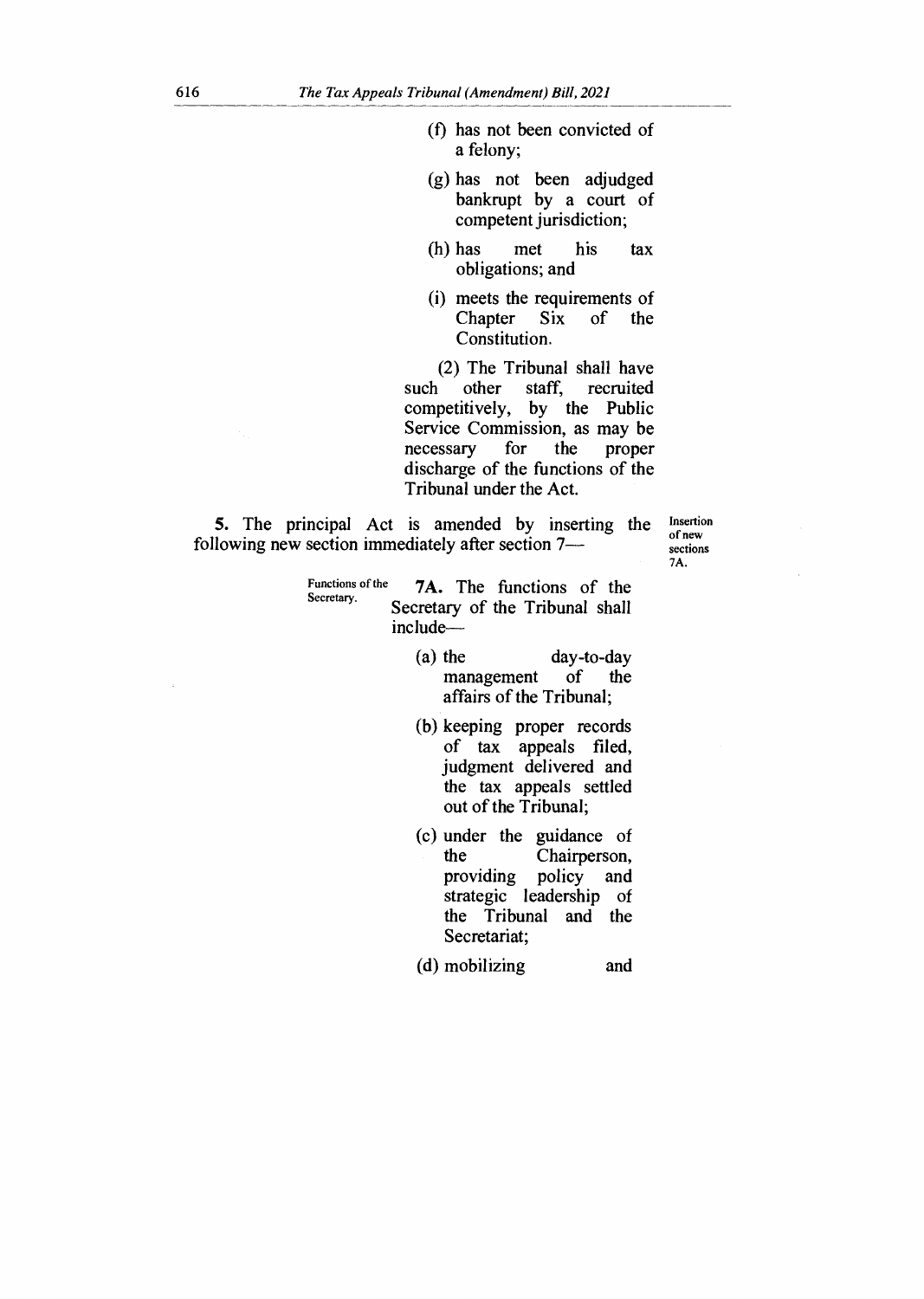(f) has not been convicted of a felony;

(g) has not been adjudged bankrupt by a court of competent jurisdiction;

(h) has met his tax obligations; and

(i) meets the requirements of Chapter Six of the Constitution.

(2) The Tribunal shall have such other staff, recruited competitively, by the Public Service Commission, as may be necessary for the proper discharge of the functions of the Tribunal under the Act.

**5.** The principal Act is amended by inserting the following new section immediately after section 7— *Insertion of new sections 7A.*

*Functions of the Secretary.*

**7A.** The functions of the Secretary of the Tribunal shall include—

(a) the day-to-day management of the affairs of the Tribunal;

(b) keeping proper records of tax appeals filed, judgment delivered and the tax appeals settled out of the Tribunal;

(c) under the guidance of the Chairperson, providing policy and strategic leadership of the Tribunal and the Secretariat;

(d) mobilizing and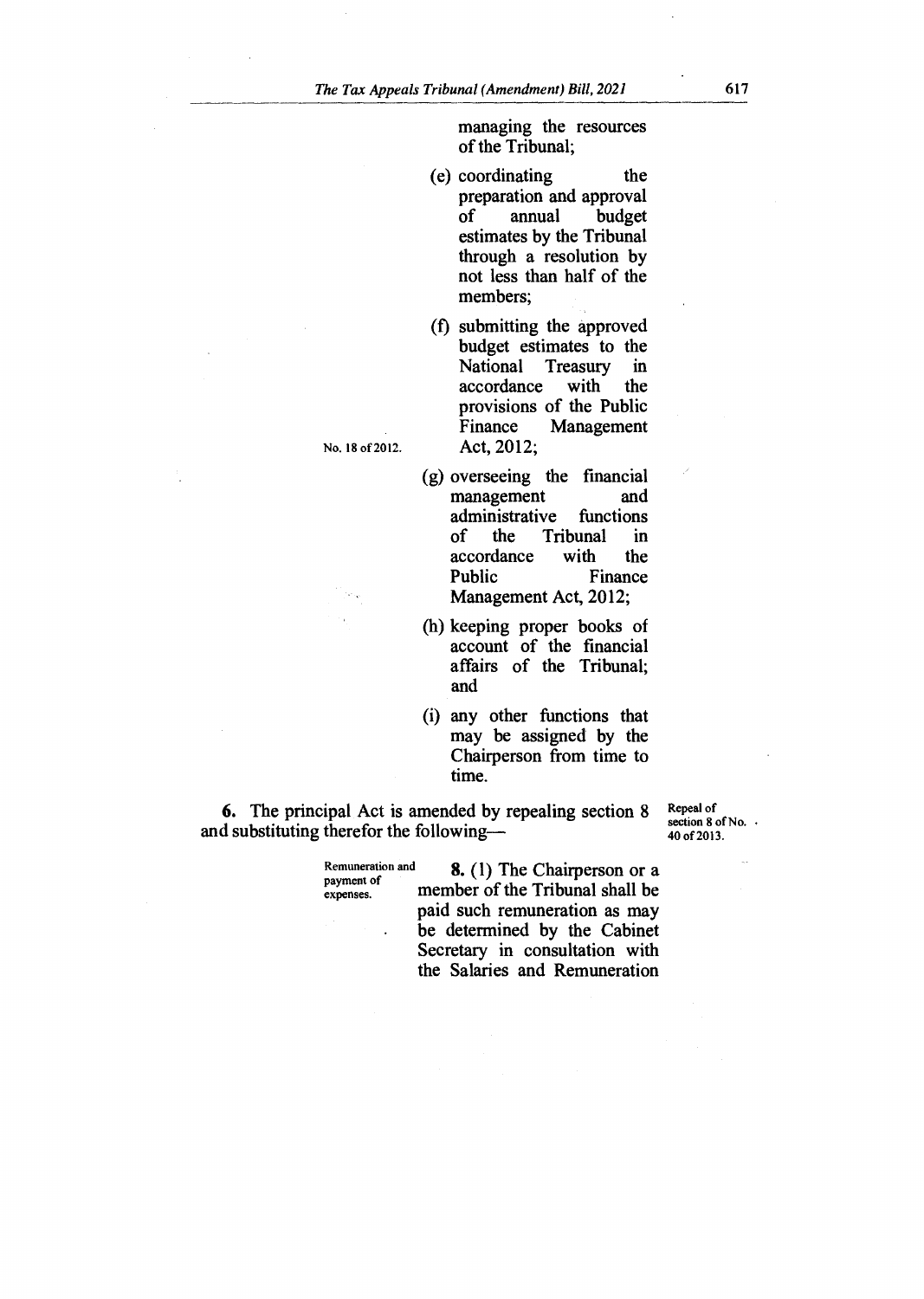managing the resources of the Tribunal;

(e) coordinating the preparation and approval of annual budget estimates by the Tribunal through a resolution by not less than half of the members;

(f) submitting the approved budget estimates to the National Treasury in accordance with the provisions of the Public Finance Management Act, 2012;

No. 18 of 2012.

(g) overseeing the financial management and administrative functions of the Tribunal in accordance with the Public Finance Management Act, 2012;

(h) keeping proper books of account of the financial affairs of the Tribunal; and

(i) any other functions that may be assigned by the Chairperson from time to time.

**6.** The principal Act is amended by repealing section 8 and substituting therefor the following—

Repeal of section 8 of No. 40 of 2013.

Remuneration and payment of expenses.

**8.** (1) The Chairperson or a member of the Tribunal shall be paid such remuneration as may be determined by the Cabinet Secretary in consultation with the Salaries and Remuneration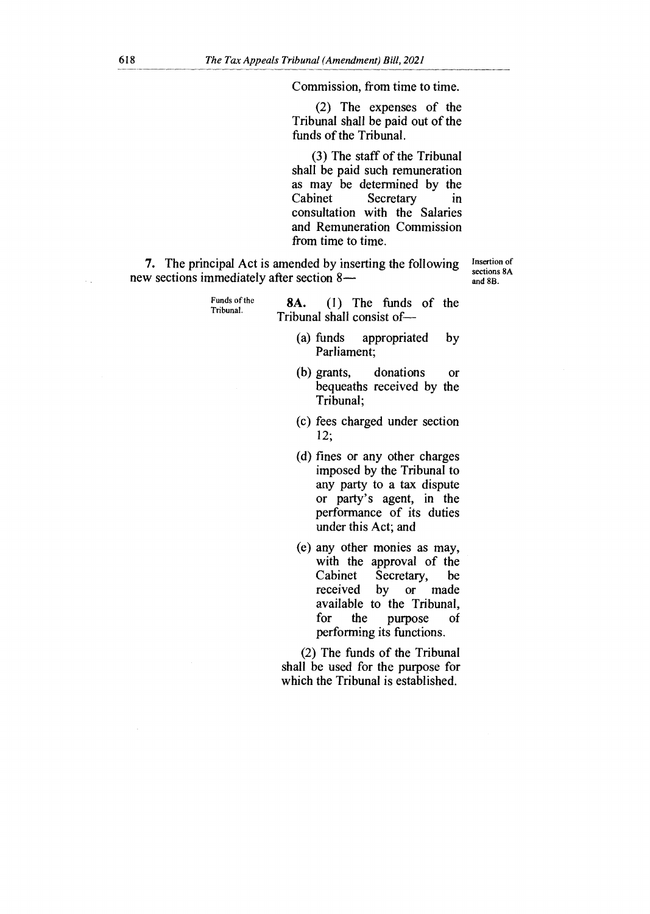Commission, from time to time.

(2) The expenses of the Tribunal shall be paid out of the funds of the Tribunal.

(3) The staff of the Tribunal shall be paid such remuneration as may be determined by the Cabinet Secretary in consultation with the Salaries and Remuneration Commission from time to time.

**7.** The principal Act is amended by inserting the following new sections immediately after section 8— *Insertion of sections 8A and 8B.*

*Funds of the Tribunal.*

**8A.** (1) The funds of the Tribunal shall consist of—

(a) funds appropriated by Parliament;

(b) grants, donations or bequeaths received by the Tribunal;

(c) fees charged under section 12;

(d) fines or any other charges imposed by the Tribunal to any party to a tax dispute or party's agent, in the performance of its duties under this Act; and

(e) any other monies as may, with the approval of the Cabinet Secretary, be received by or made available to the Tribunal, for the purpose of performing its functions.

(2) The funds of the Tribunal shall be used for the purpose for which the Tribunal is established.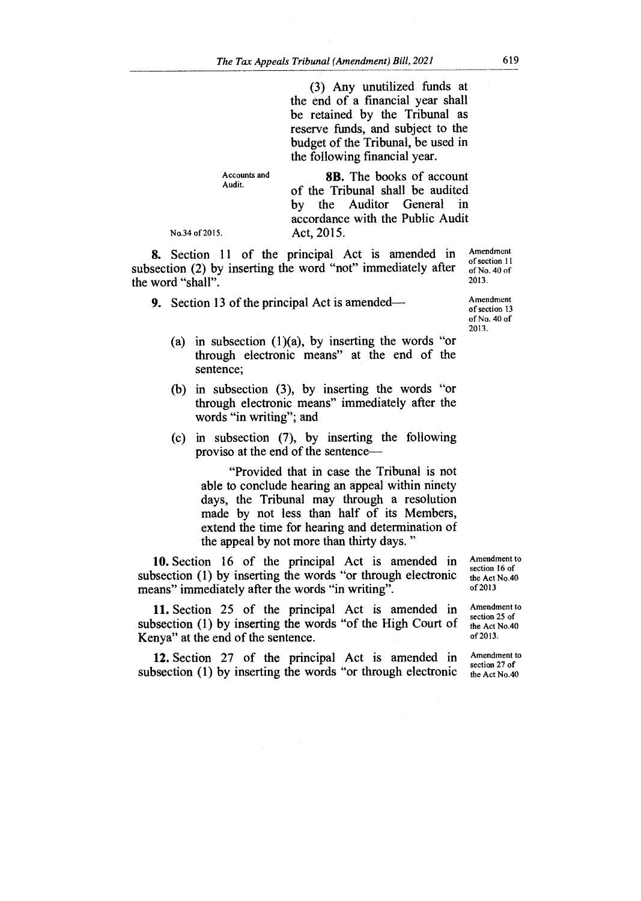(3) Any unutilized funds at the end of a financial year shall be retained by the Tribunal as reserve funds, and subject to the budget of the Tribunal, be used in the following financial year.

Accounts and Audit.

**8B.** The books of account of the Tribunal shall be audited by the Auditor General in accordance with the Public Audit Act, 2015.

No.34 of 2015.

**8.** Section 11 of the principal Act is amended in subsection (2) by inserting the word "not" immediately after the word "shall".

Amendment of section 11 of No. 40 of 2013.

**9.** Section 13 of the principal Act is amended—

Amendment of section 13 of No. 40 of 2013.

(a) in subsection (1)(a), by inserting the words "or through electronic means" at the end of the sentence;

(b) in subsection (3), by inserting the words "or through electronic means" immediately after the words "in writing"; and

(c) in subsection (7), by inserting the following proviso at the end of the sentence—

"Provided that in case the Tribunal is not able to conclude hearing an appeal within ninety days, the Tribunal may through a resolution made by not less than half of its Members, extend the time for hearing and determination of the appeal by not more than thirty days."

**10.** Section 16 of the principal Act is amended in subsection (1) by inserting the words "or through electronic means" immediately after the words "in writing".

Amendment to section 16 of the Act No.40 of 2013

**11.** Section 25 of the principal Act is amended in subsection (1) by inserting the words "of the High Court of Kenya" at the end of the sentence.

Amendment to section 25 of the Act No.40 of 2013.

**12.** Section 27 of the principal Act is amended in subsection (1) by inserting the words "or through electronic

Amendment to section 27 of the Act No.40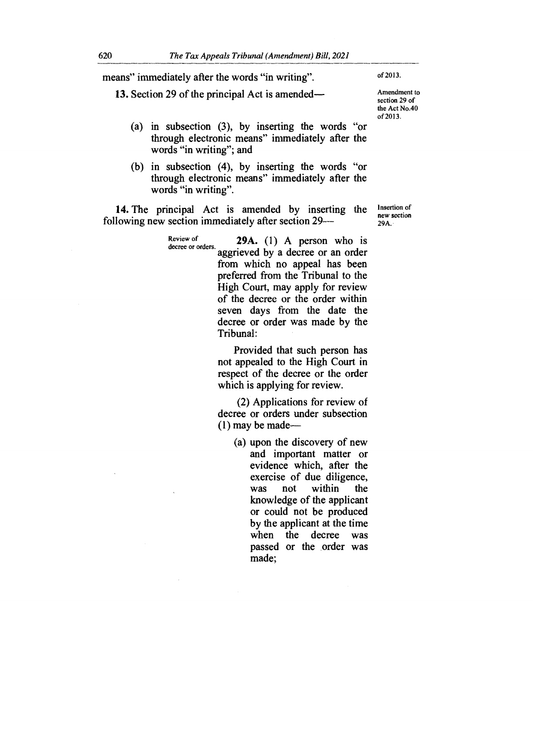means" immediately after the words "in writing". of 2013.

**13.** Section 29 of the principal Act is amended—

Amendment to section 29 of the Act No.40 of 2013.

(a) in subsection (3), by inserting the words "or through electronic means" immediately after the words "in writing"; and

(b) in subsection (4), by inserting the words "or through electronic means" immediately after the words "in writing".

**14.** The principal Act is amended by inserting the following new section immediately after section 29—

Insertion of new section 29A.

Review of decree or orders.

**29A.** (1) A person who is aggrieved by a decree or an order from which no appeal has been preferred from the Tribunal to the High Court, may apply for review of the decree or the order within seven days from the date the decree or order was made by the Tribunal:

Provided that such person has not appealed to the High Court in respect of the decree or the order which is applying for review.

(2) Applications for review of decree or orders under subsection (1) may be made—

(a) upon the discovery of new and important matter or evidence which, after the exercise of due diligence, was not within the knowledge of the applicant or could not be produced by the applicant at the time when the decree was passed or the order was made;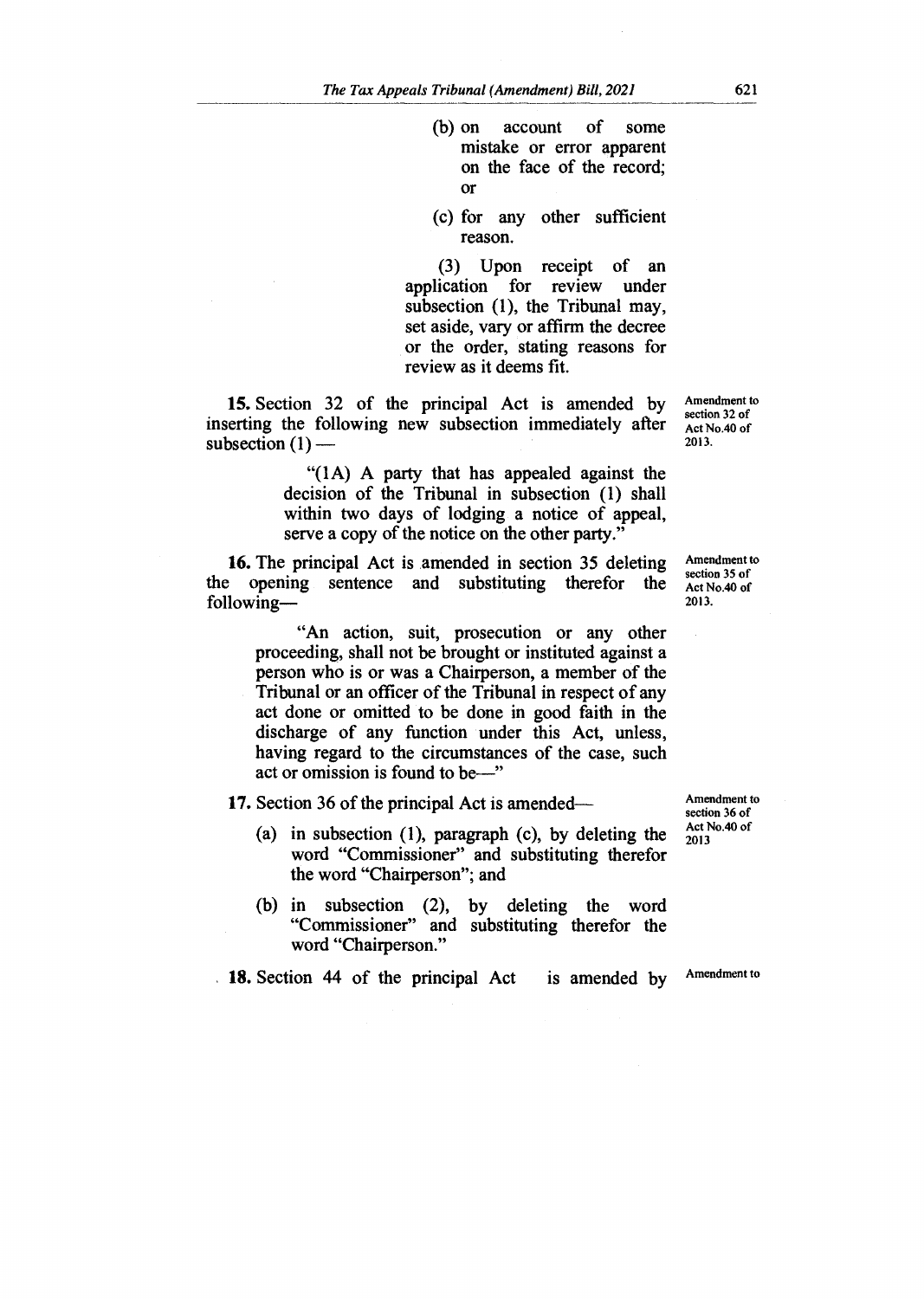(b) on account of some mistake or error apparent on the face of the record; or

(c) for any other sufficient reason.

(3) Upon receipt of an application for review under subsection (1), the Tribunal may, set aside, vary or affirm the decree or the order, stating reasons for review as it deems fit.

**15.** Section 32 of the principal Act is amended by inserting the following new subsection immediately after subsection (1) —

*Amendment to section 32 of Act No.40 of 2013.*

"(1A) A party that has appealed against the decision of the Tribunal in subsection (1) shall within two days of lodging a notice of appeal, serve a copy of the notice on the other party."

**16.** The principal Act is amended in section 35 deleting the opening sentence and substituting therefor the following—

*Amendment to section 35 of Act No.40 of 2013.*

"An action, suit, prosecution or any other proceeding, shall not be brought or instituted against a person who is or was a Chairperson, a member of the Tribunal or an officer of the Tribunal in respect of any act done or omitted to be done in good faith in the discharge of any function under this Act, unless, having regard to the circumstances of the case, such act or omission is found to be—"

**17.** Section 36 of the principal Act is amended—

*Amendment to section 36 of Act No.40 of 2013*

(a) in subsection (1), paragraph (c), by deleting the word "Commissioner" and substituting therefor the word "Chairperson"; and

(b) in subsection (2), by deleting the word "Commissioner" and substituting therefor the word "Chairperson."

**18.** Section 44 of the principal Act is amended by

*Amendment to*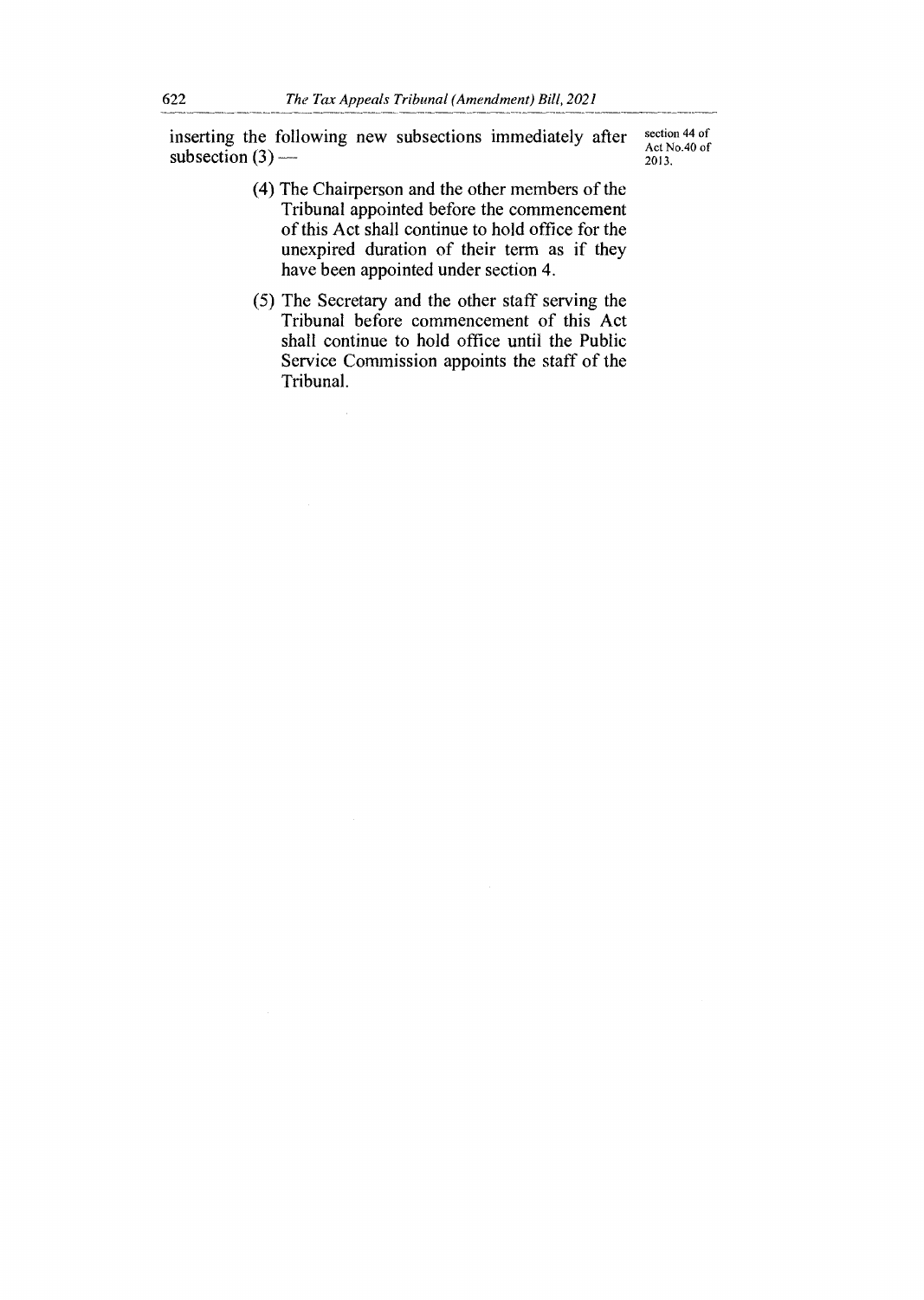inserting the following new subsections immediately after subsection (3) —

section 44 of Act No.40 of 2013.

(4) The Chairperson and the other members of the Tribunal appointed before the commencement of this Act shall continue to hold office for the unexpired duration of their term as if they have been appointed under section 4.

(5) The Secretary and the other staff serving the Tribunal before commencement of this Act shall continue to hold office until the Public Service Commission appoints the staff of the Tribunal.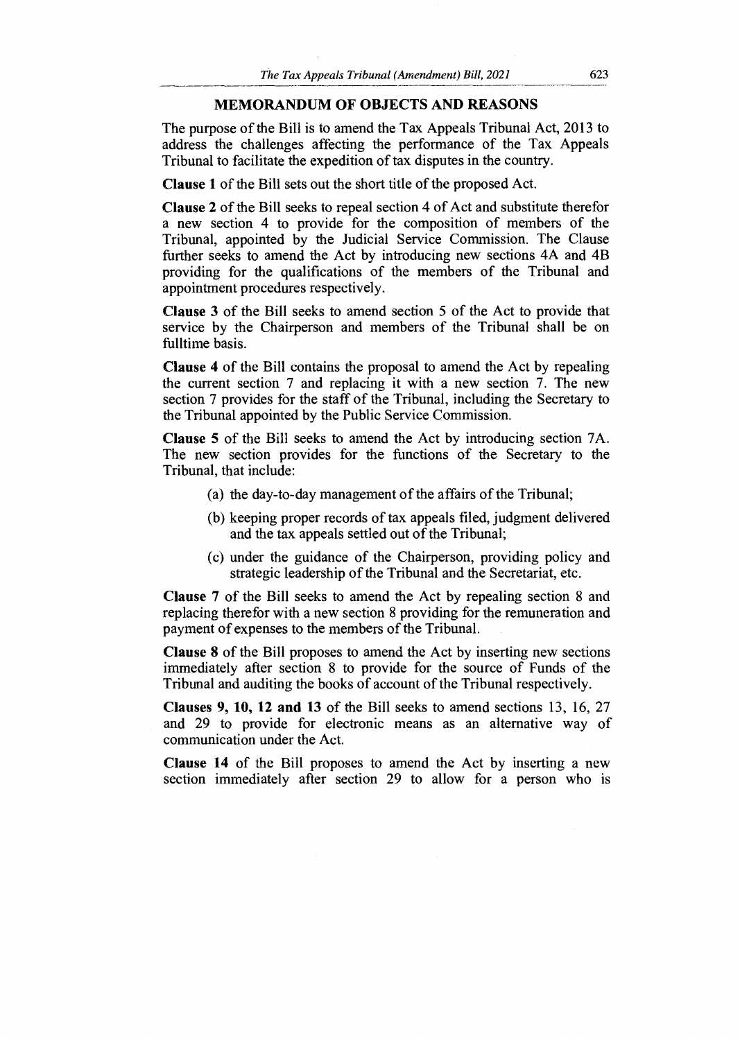## MEMORANDUM OF OBJECTS AND REASONS

The purpose of the Bill is to amend the Tax Appeals Tribunal Act, 2013 to address the challenges affecting the performance of the Tax Appeals Tribunal to facilitate the expedition of tax disputes in the country.

**Clause 1** of the Bill sets out the short title of the proposed Act.

**Clause 2** of the Bill seeks to repeal section 4 of Act and substitute therefor a new section 4 to provide for the composition of members of the Tribunal, appointed by the Judicial Service Commission. The Clause further seeks to amend the Act by introducing new sections 4A and 4B providing for the qualifications of the members of the Tribunal and appointment procedures respectively.

**Clause 3** of the Bill seeks to amend section 5 of the Act to provide that service by the Chairperson and members of the Tribunal shall be on fulltime basis.

**Clause 4** of the Bill contains the proposal to amend the Act by repealing the current section 7 and replacing it with a new section 7. The new section 7 provides for the staff of the Tribunal, including the Secretary to the Tribunal appointed by the Public Service Commission.

**Clause 5** of the Bill seeks to amend the Act by introducing section 7A. The new section provides for the functions of the Secretary to the Tribunal, that include:

(a) the day-to-day management of the affairs of the Tribunal;

(b) keeping proper records of tax appeals filed, judgment delivered and the tax appeals settled out of the Tribunal;

(c) under the guidance of the Chairperson, providing policy and strategic leadership of the Tribunal and the Secretariat, etc.

**Clause 7** of the Bill seeks to amend the Act by repealing section 8 and replacing therefor with a new section 8 providing for the remuneration and payment of expenses to the members of the Tribunal.

**Clause 8** of the Bill proposes to amend the Act by inserting new sections immediately after section 8 to provide for the source of Funds of the Tribunal and auditing the books of account of the Tribunal respectively.

**Clauses 9, 10, 12 and 13** of the Bill seeks to amend sections 13, 16, 27 and 29 to provide for electronic means as an alternative way of communication under the Act.

**Clause 14** of the Bill proposes to amend the Act by inserting a new section immediately after section 29 to allow for a person who is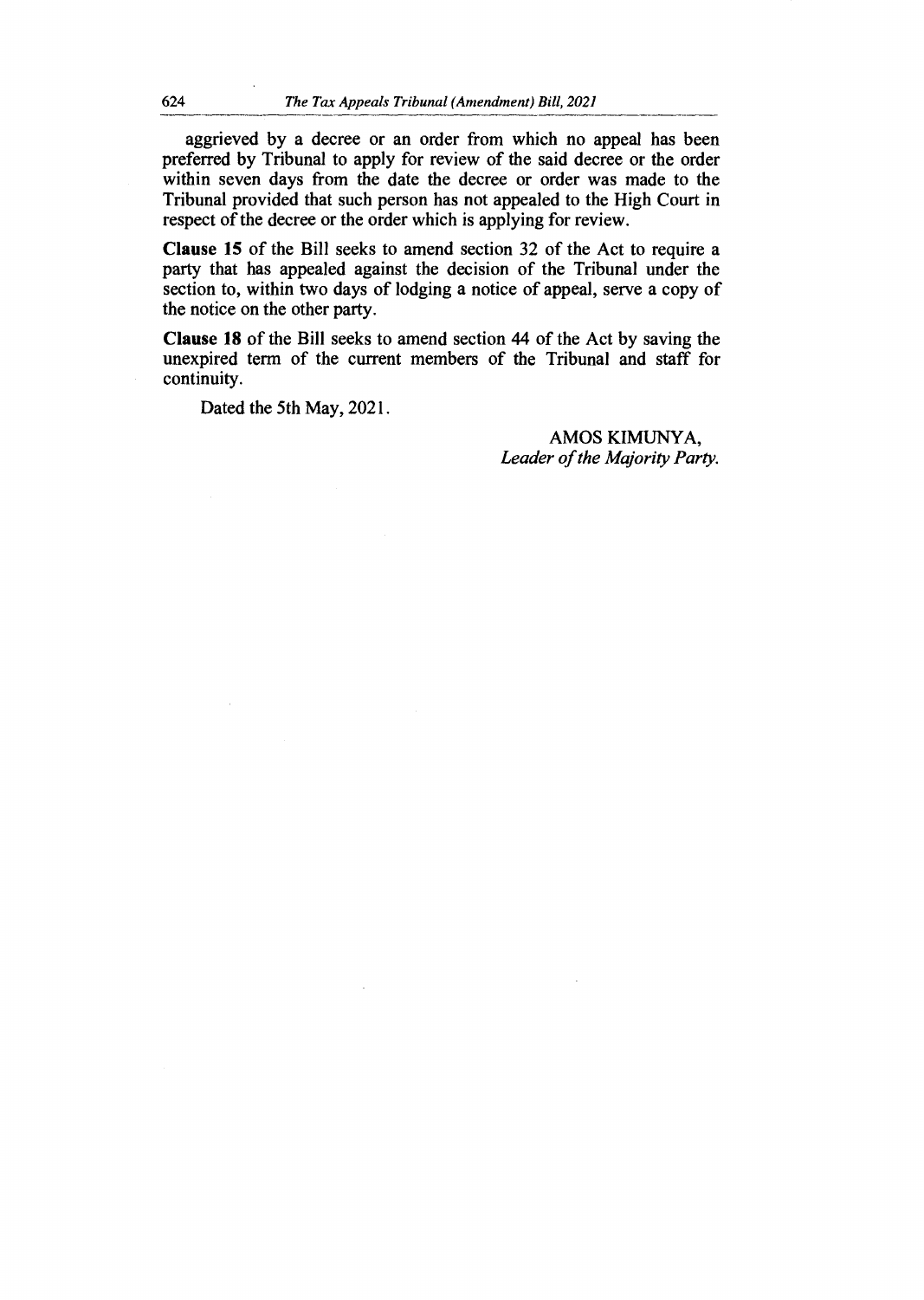aggrieved by a decree or an order from which no appeal has been preferred by Tribunal to apply for review of the said decree or the order within seven days from the date the decree or order was made to the Tribunal provided that such person has not appealed to the High Court in respect of the decree or the order which is applying for review.

**Clause 15** of the Bill seeks to amend section 32 of the Act to require a party that has appealed against the decision of the Tribunal under the section to, within two days of lodging a notice of appeal, serve a copy of the notice on the other party.

**Clause 18** of the Bill seeks to amend section 44 of the Act by saving the unexpired term of the current members of the Tribunal and staff for continuity.

Dated the 5th May, 2021.

AMOS KIMUNYA,
*Leader of the Majority Party.*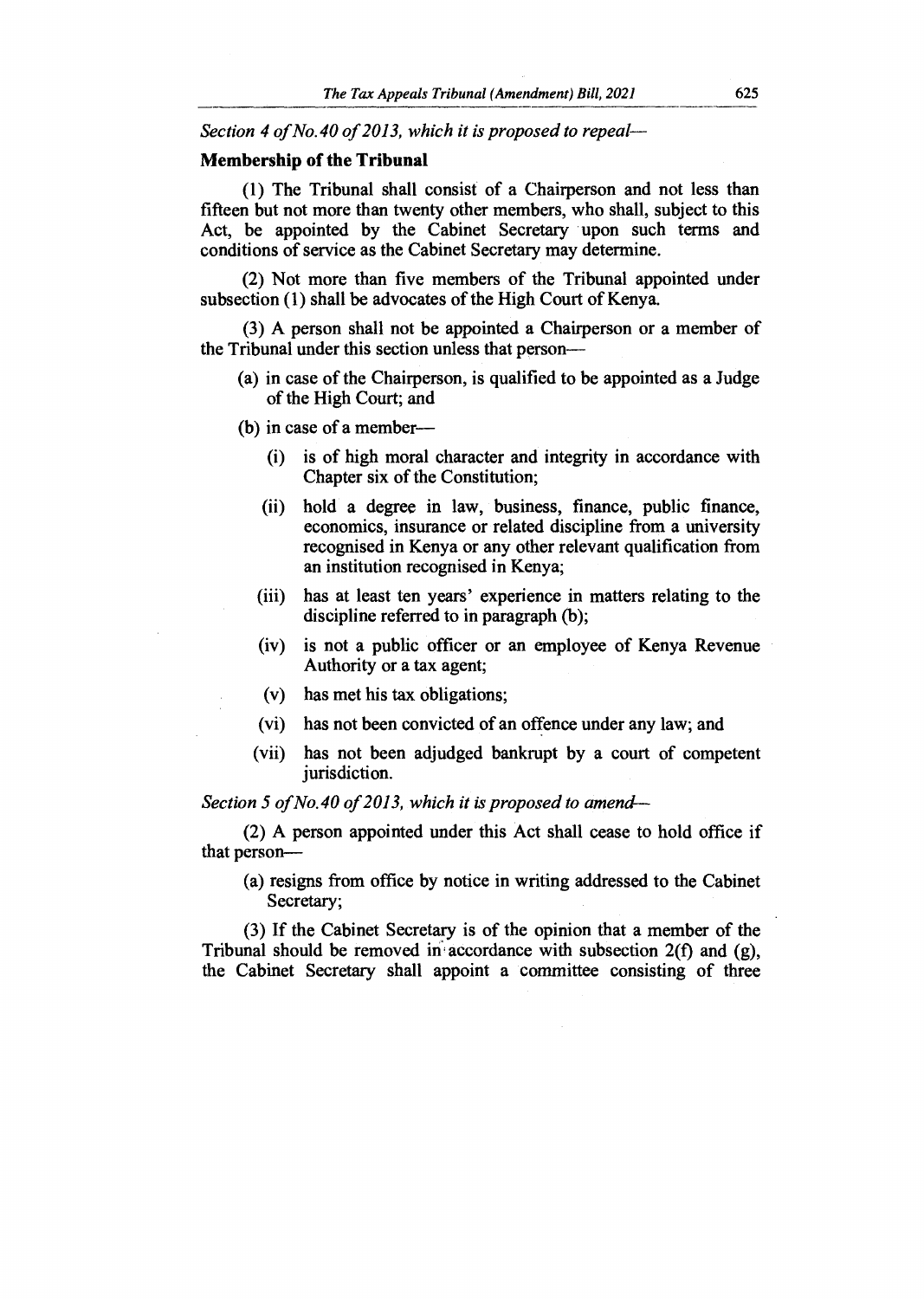*Section 4 of No. 40 of 2013, which it is proposed to repeal—*

**Membership of the Tribunal**

(1) The Tribunal shall consist of a Chairperson and not less than fifteen but not more than twenty other members, who shall, subject to this Act, be appointed by the Cabinet Secretary upon such terms and conditions of service as the Cabinet Secretary may determine.

(2) Not more than five members of the Tribunal appointed under subsection (1) shall be advocates of the High Court of Kenya.

(3) A person shall not be appointed a Chairperson or a member of the Tribunal under this section unless that person—

- (a) in case of the Chairperson, is qualified to be appointed as a Judge of the High Court; and
- (b) in case of a member—
  - (i) is of high moral character and integrity in accordance with Chapter six of the Constitution;
  - (ii) hold a degree in law, business, finance, public finance, economics, insurance or related discipline from a university recognised in Kenya or any other relevant qualification from an institution recognised in Kenya;
  - (iii) has at least ten years' experience in matters relating to the discipline referred to in paragraph (b);
  - (iv) is not a public officer or an employee of Kenya Revenue Authority or a tax agent;
  - (v) has met his tax obligations;
  - (vi) has not been convicted of an offence under any law; and
  - (vii) has not been adjudged bankrupt by a court of competent jurisdiction.

*Section 5 of No. 40 of 2013, which it is proposed to amend—*

(2) A person appointed under this Act shall cease to hold office if that person—

- (a) resigns from office by notice in writing addressed to the Cabinet Secretary;

(3) If the Cabinet Secretary is of the opinion that a member of the Tribunal should be removed in accordance with subsection 2(f) and (g), the Cabinet Secretary shall appoint a committee consisting of three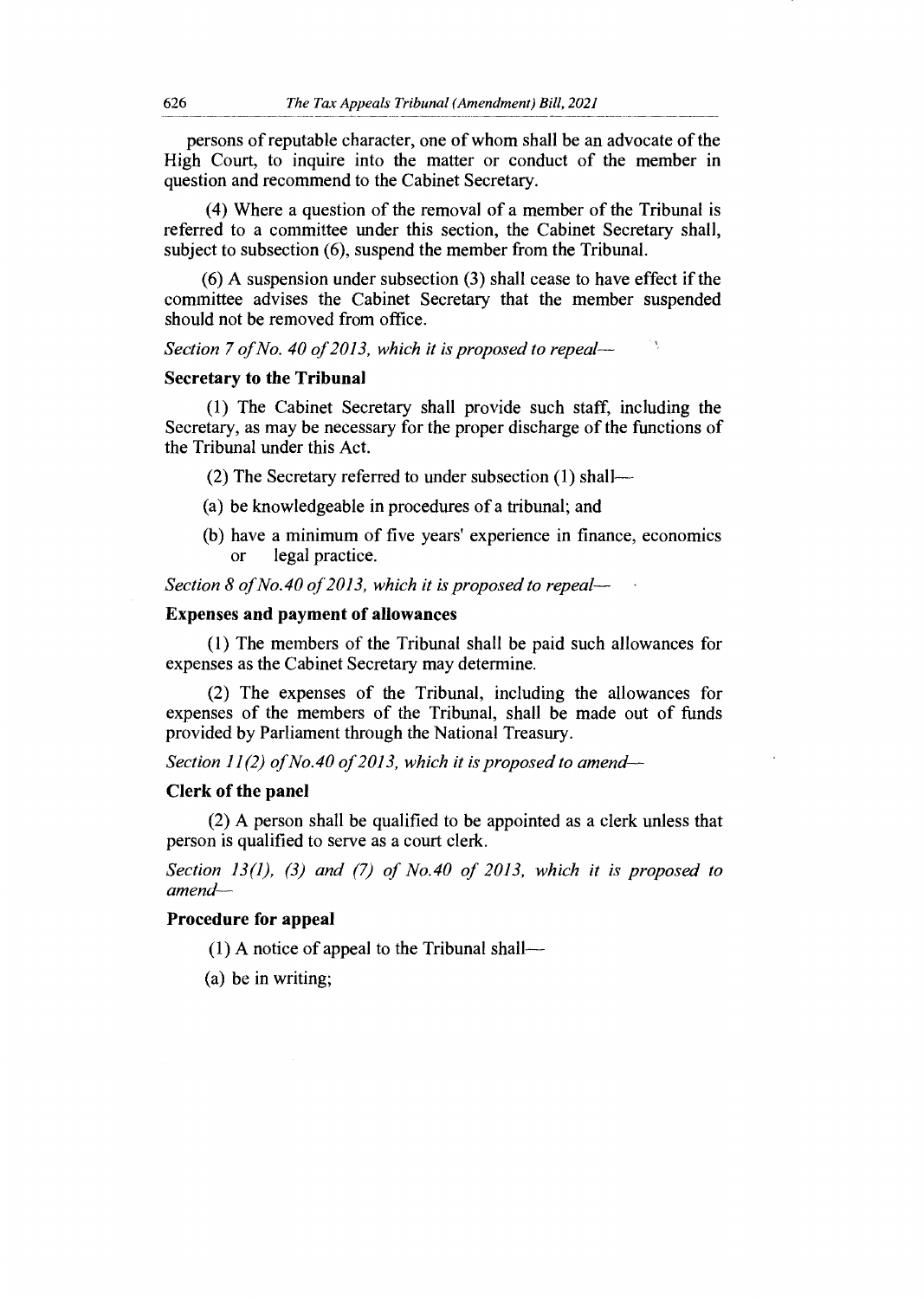persons of reputable character, one of whom shall be an advocate of the High Court, to inquire into the matter or conduct of the member in question and recommend to the Cabinet Secretary.

(4) Where a question of the removal of a member of the Tribunal is referred to a committee under this section, the Cabinet Secretary shall, subject to subsection (6), suspend the member from the Tribunal.

(6) A suspension under subsection (3) shall cease to have effect if the committee advises the Cabinet Secretary that the member suspended should not be removed from office.

*Section 7 of No. 40 of 2013, which it is proposed to repeal—*

**Secretary to the Tribunal**

(1) The Cabinet Secretary shall provide such staff, including the Secretary, as may be necessary for the proper discharge of the functions of the Tribunal under this Act.

(2) The Secretary referred to under subsection (1) shall—

(a) be knowledgeable in procedures of a tribunal; and

(b) have a minimum of five years' experience in finance, economics or legal practice.

*Section 8 of No.40 of 2013, which it is proposed to repeal—*

**Expenses and payment of allowances**

(1) The members of the Tribunal shall be paid such allowances for expenses as the Cabinet Secretary may determine.

(2) The expenses of the Tribunal, including the allowances for expenses of the members of the Tribunal, shall be made out of funds provided by Parliament through the National Treasury.

*Section 11(2) of No.40 of 2013, which it is proposed to amend—*

**Clerk of the panel**

(2) A person shall be qualified to be appointed as a clerk unless that person is qualified to serve as a court clerk.

*Section 13(1), (3) and (7) of No.40 of 2013, which it is proposed to amend—*

**Procedure for appeal**

(1) A notice of appeal to the Tribunal shall—

(a) be in writing;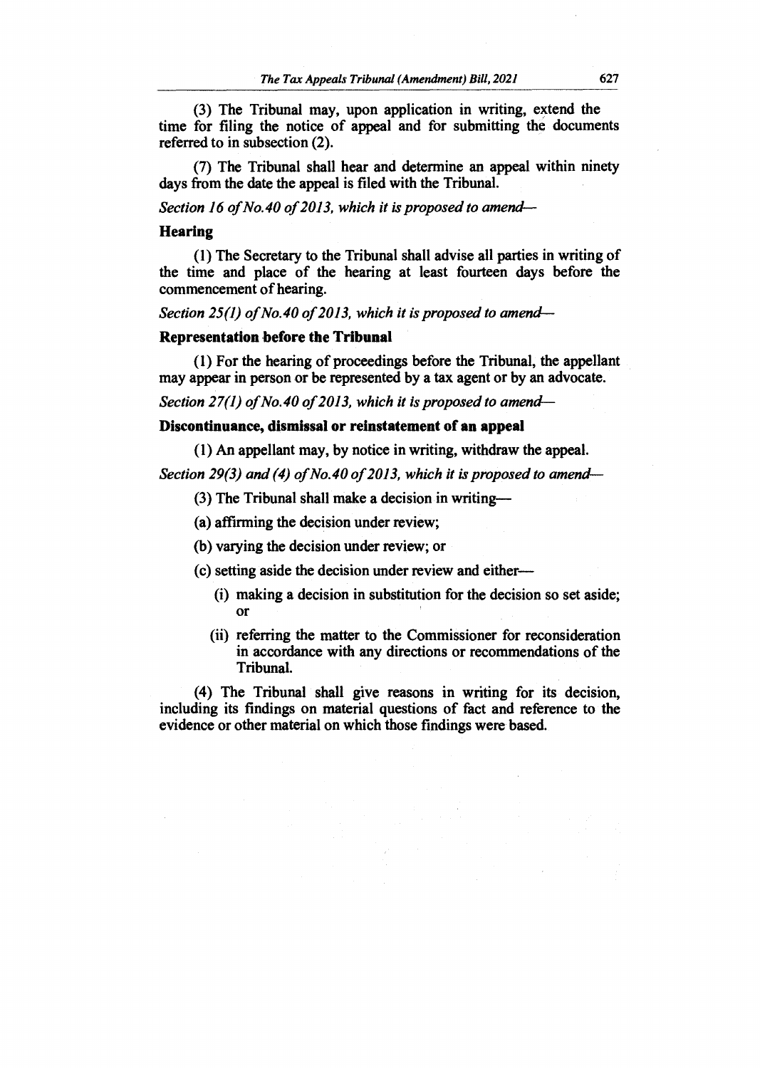(3) The Tribunal may, upon application in writing, extend the time for filing the notice of appeal and for submitting the documents referred to in subsection (2).

(7) The Tribunal shall hear and determine an appeal within ninety days from the date the appeal is filed with the Tribunal.

*Section 16 of No.40 of 2013, which it is proposed to amend—*

**Hearing**

(1) The Secretary to the Tribunal shall advise all parties in writing of the time and place of the hearing at least fourteen days before the commencement of hearing.

*Section 25(1) of No.40 of 2013, which it is proposed to amend—*

**Representation before the Tribunal**

(1) For the hearing of proceedings before the Tribunal, the appellant may appear in person or be represented by a tax agent or by an advocate.

*Section 27(1) of No.40 of 2013, which it is proposed to amend—*

**Discontinuance, dismissal or reinstatement of an appeal**

(1) An appellant may, by notice in writing, withdraw the appeal.

*Section 29(3) and (4) of No.40 of 2013, which it is proposed to amend—*

(3) The Tribunal shall make a decision in writing—

(a) affirming the decision under review;

(b) varying the decision under review; or

(c) setting aside the decision under review and either—

(i) making a decision in substitution for the decision so set aside; or

(ii) referring the matter to the Commissioner for reconsideration in accordance with any directions or recommendations of the Tribunal.

(4) The Tribunal shall give reasons in writing for its decision, including its findings on material questions of fact and reference to the evidence or other material on which those findings were based.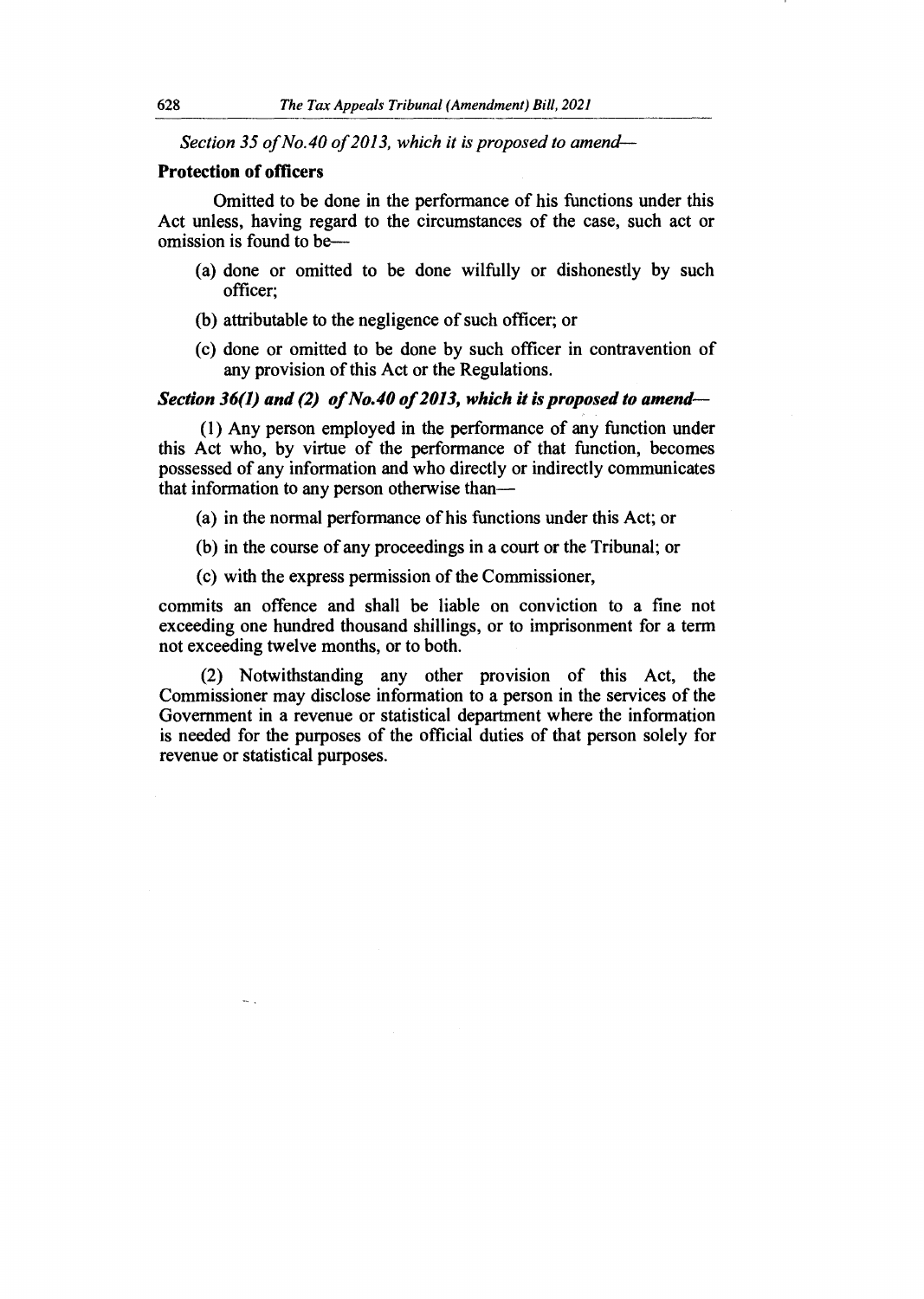*Section 35 of No.40 of 2013, which it is proposed to amend—*

**Protection of officers**

Omitted to be done in the performance of his functions under this Act unless, having regard to the circumstances of the case, such act or omission is found to be—

(a) done or omitted to be done wilfully or dishonestly by such officer;

(b) attributable to the negligence of such officer; or

(c) done or omitted to be done by such officer in contravention of any provision of this Act or the Regulations.

***Section 36(1) and (2) of No.40 of 2013, which it is proposed to amend—***

(1) Any person employed in the performance of any function under this Act who, by virtue of the performance of that function, becomes possessed of any information and who directly or indirectly communicates that information to any person otherwise than—

(a) in the normal performance of his functions under this Act; or

(b) in the course of any proceedings in a court or the Tribunal; or

(c) with the express permission of the Commissioner,

commits an offence and shall be liable on conviction to a fine not exceeding one hundred thousand shillings, or to imprisonment for a term not exceeding twelve months, or to both.

(2) Notwithstanding any other provision of this Act, the Commissioner may disclose information to a person in the services of the Government in a revenue or statistical department where the information is needed for the purposes of the official duties of that person solely for revenue or statistical purposes.